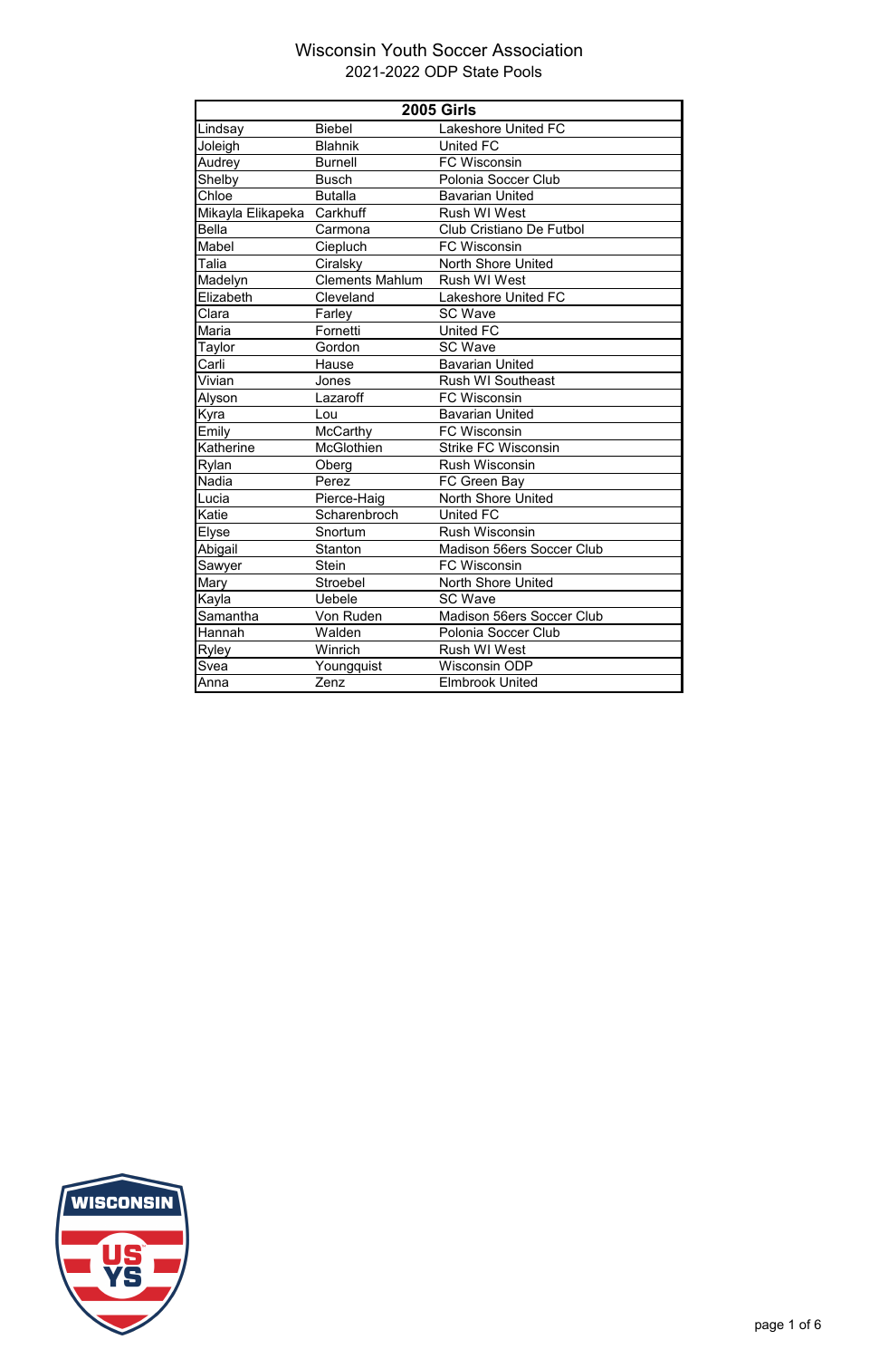# Wisconsin Youth Soccer Association

## 2021-2022 ODP State Pools

| 2005 Girls | | |
|---|---|---|
| Lindsay | Biebel | Lakeshore United FC |
| Joleigh | Blahnik | United FC |
| Audrey | Burnell | FC Wisconsin |
| Shelby | Busch | Polonia Soccer Club |
| Chloe | Butalla | Bavarian United |
| Mikayla Elikapeka | Carkhuff | Rush WI West |
| Bella | Carmona | Club Cristiano De Futbol |
| Mabel | Ciepluch | FC Wisconsin |
| Talia | Ciralsky | North Shore United |
| Madelyn | Clements Mahlum | Rush WI West |
| Elizabeth | Cleveland | Lakeshore United FC |
| Clara | Farley | SC Wave |
| Maria | Fornetti | United FC |
| Taylor | Gordon | SC Wave |
| Carli | Hause | Bavarian United |
| Vivian | Jones | Rush WI Southeast |
| Alyson | Lazaroff | FC Wisconsin |
| Kyra | Lou | Bavarian United |
| Emily | McCarthy | FC Wisconsin |
| Katherine | McGlothien | Strike FC Wisconsin |
| Rylan | Oberg | Rush Wisconsin |
| Nadia | Perez | FC Green Bay |
| Lucia | Pierce-Haig | North Shore United |
| Katie | Scharenbroch | United FC |
| Elyse | Snortum | Rush Wisconsin |
| Abigail | Stanton | Madison 56ers Soccer Club |
| Sawyer | Stein | FC Wisconsin |
| Mary | Stroebel | North Shore United |
| Kayla | Uebele | SC Wave |
| Samantha | Von Ruden | Madison 56ers Soccer Club |
| Hannah | Walden | Polonia Soccer Club |
| Ryley | Winrich | Rush WI West |
| Svea | Youngquist | Wisconsin ODP |
| Anna | Zenz | Elmbrook United |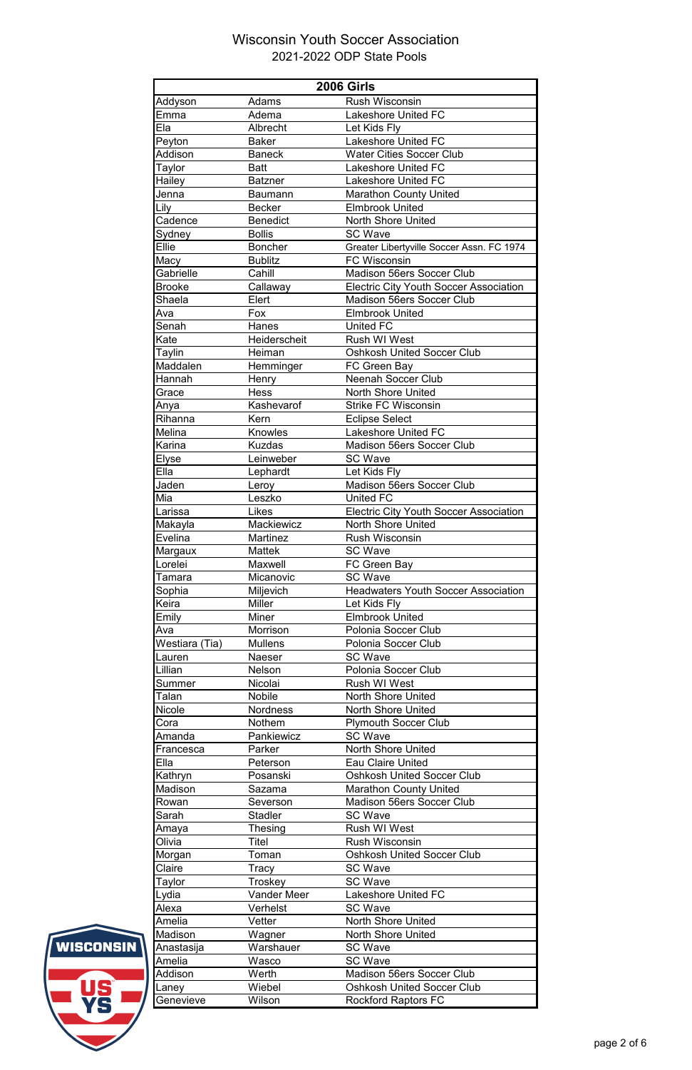# Wisconsin Youth Soccer Association

## 2021-2022 ODP State Pools

| 2006 Girls | | |
|---|---|---|
| Addyson | Adams | Rush Wisconsin |
| Emma | Adema | Lakeshore United FC |
| Ela | Albrecht | Let Kids Fly |
| Peyton | Baker | Lakeshore United FC |
| Addison | Baneck | Water Cities Soccer Club |
| Taylor | Batt | Lakeshore United FC |
| Hailey | Batzner | Lakeshore United FC |
| Jenna | Baumann | Marathon County United |
| Lily | Becker | Elmbrook United |
| Cadence | Benedict | North Shore United |
| Sydney | Bollis | SC Wave |
| Ellie | Boncher | Greater Libertyville Soccer Assn. FC 1974 |
| Macy | Bublitz | FC Wisconsin |
| Gabrielle | Cahill | Madison 56ers Soccer Club |
| Brooke | Callaway | Electric City Youth Soccer Association |
| Shaela | Elert | Madison 56ers Soccer Club |
| Ava | Fox | Elmbrook United |
| Senah | Hanes | United FC |
| Kate | Heiderscheit | Rush WI West |
| Taylin | Heiman | Oshkosh United Soccer Club |
| Maddalen | Hemminger | FC Green Bay |
| Hannah | Henry | Neenah Soccer Club |
| Grace | Hess | North Shore United |
| Anya | Kashevarof | Strike FC Wisconsin |
| Rihanna | Kern | Eclipse Select |
| Melina | Knowles | Lakeshore United FC |
| Karina | Kuzdas | Madison 56ers Soccer Club |
| Elyse | Leinweber | SC Wave |
| Ella | Lephardt | Let Kids Fly |
| Jaden | Leroy | Madison 56ers Soccer Club |
| Mia | Leszko | United FC |
| Larissa | Likes | Electric City Youth Soccer Association |
| Makayla | Mackiewicz | North Shore United |
| Evelina | Martinez | Rush Wisconsin |
| Margaux | Mattek | SC Wave |
| Lorelei | Maxwell | FC Green Bay |
| Tamara | Micanovic | SC Wave |
| Sophia | Miljevich | Headwaters Youth Soccer Association |
| Keira | Miller | Let Kids Fly |
| Emily | Miner | Elmbrook United |
| Ava | Morrison | Polonia Soccer Club |
| Westiara (Tia) | Mullens | Polonia Soccer Club |
| Lauren | Naeser | SC Wave |
| Lillian | Nelson | Polonia Soccer Club |
| Summer | Nicolai | Rush WI West |
| Talan | Nobile | North Shore United |
| Nicole | Nordness | North Shore United |
| Cora | Nothem | Plymouth Soccer Club |
| Amanda | Pankiewicz | SC Wave |
| Francesca | Parker | North Shore United |
| Ella | Peterson | Eau Claire United |
| Kathryn | Posanski | Oshkosh United Soccer Club |
| Madison | Sazama | Marathon County United |
| Rowan | Severson | Madison 56ers Soccer Club |
| Sarah | Stadler | SC Wave |
| Amaya | Thesing | Rush WI West |
| Olivia | Titel | Rush Wisconsin |
| Morgan | Toman | Oshkosh United Soccer Club |
| Claire | Tracy | SC Wave |
| Taylor | Troskey | SC Wave |
| Lydia | Vander Meer | Lakeshore United FC |
| Alexa | Verhelst | SC Wave |
| Amelia | Vetter | North Shore United |
| Madison | Wagner | North Shore United |
| Anastasija | Warshauer | SC Wave |
| Amelia | Wasco | SC Wave |
| Addison | Werth | Madison 56ers Soccer Club |
| Laney | Wiebel | Oshkosh United Soccer Club |
| Genevieve | Wilson | Rockford Raptors FC |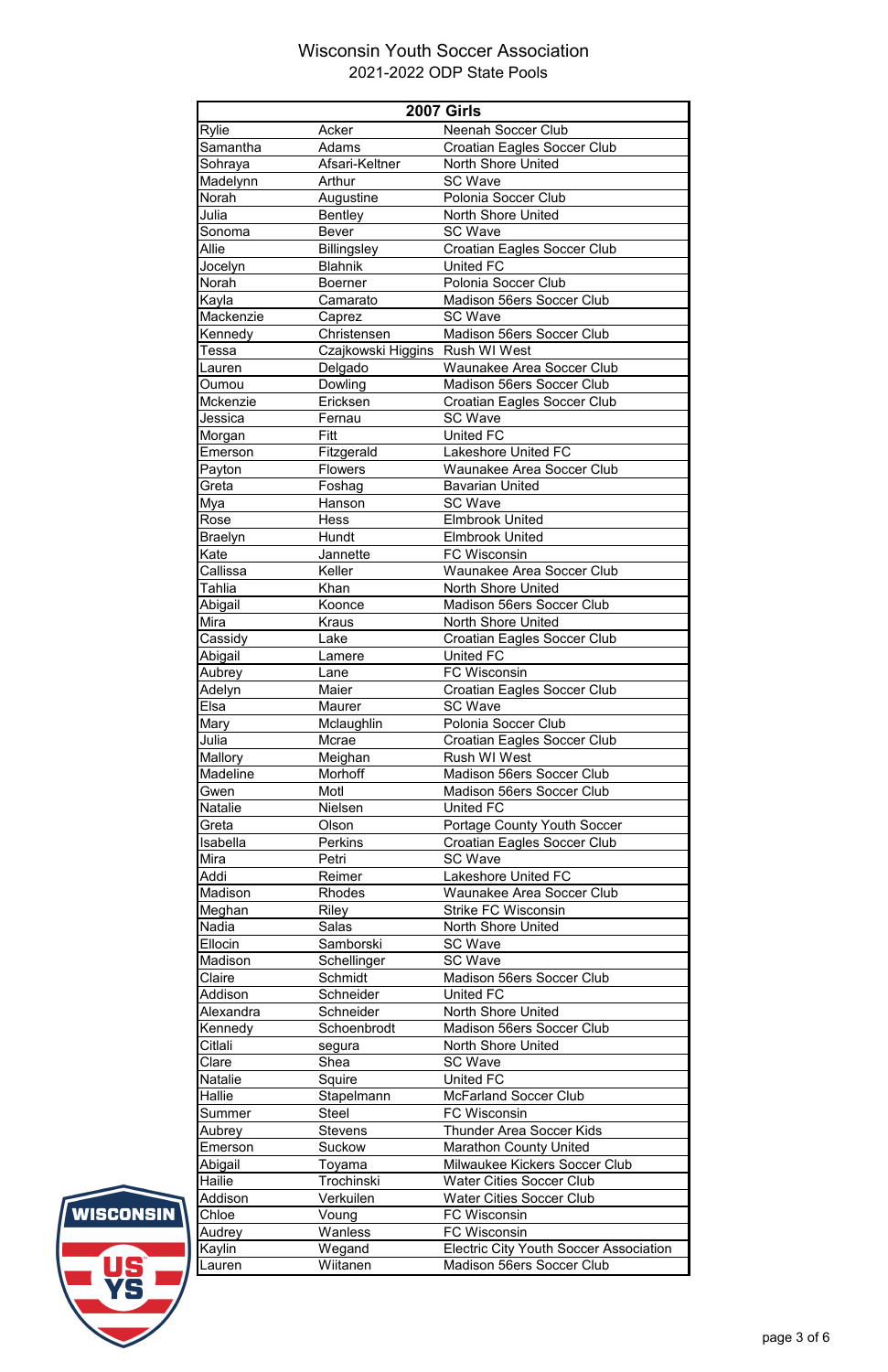# Wisconsin Youth Soccer Association

## 2021-2022 ODP State Pools

| 2007 Girls | | |
|---|---|---|
| Rylie | Acker | Neenah Soccer Club |
| Samantha | Adams | Croatian Eagles Soccer Club |
| Sohraya | Afsari-Keltner | North Shore United |
| Madelynn | Arthur | SC Wave |
| Norah | Augustine | Polonia Soccer Club |
| Julia | Bentley | North Shore United |
| Sonoma | Bever | SC Wave |
| Allie | Billingsley | Croatian Eagles Soccer Club |
| Jocelyn | Blahnik | United FC |
| Norah | Boerner | Polonia Soccer Club |
| Kayla | Camarato | Madison 56ers Soccer Club |
| Mackenzie | Caprez | SC Wave |
| Kennedy | Christensen | Madison 56ers Soccer Club |
| Tessa | Czajkowski Higgins | Rush WI West |
| Lauren | Delgado | Waunakee Area Soccer Club |
| Oumou | Dowling | Madison 56ers Soccer Club |
| Mckenzie | Ericksen | Croatian Eagles Soccer Club |
| Jessica | Fernau | SC Wave |
| Morgan | Fitt | United FC |
| Emerson | Fitzgerald | Lakeshore United FC |
| Payton | Flowers | Waunakee Area Soccer Club |
| Greta | Foshag | Bavarian United |
| Mya | Hanson | SC Wave |
| Rose | Hess | Elmbrook United |
| Braelyn | Hundt | Elmbrook United |
| Kate | Jannette | FC Wisconsin |
| Callissa | Keller | Waunakee Area Soccer Club |
| Tahlia | Khan | North Shore United |
| Abigail | Koonce | Madison 56ers Soccer Club |
| Mira | Kraus | North Shore United |
| Cassidy | Lake | Croatian Eagles Soccer Club |
| Abigail | Lamere | United FC |
| Aubrey | Lane | FC Wisconsin |
| Adelyn | Maier | Croatian Eagles Soccer Club |
| Elsa | Maurer | SC Wave |
| Mary | Mclaughlin | Polonia Soccer Club |
| Julia | Mcrae | Croatian Eagles Soccer Club |
| Mallory | Meighan | Rush WI West |
| Madeline | Morhoff | Madison 56ers Soccer Club |
| Gwen | Motl | Madison 56ers Soccer Club |
| Natalie | Nielsen | United FC |
| Greta | Olson | Portage County Youth Soccer |
| Isabella | Perkins | Croatian Eagles Soccer Club |
| Mira | Petri | SC Wave |
| Addi | Reimer | Lakeshore United FC |
| Madison | Rhodes | Waunakee Area Soccer Club |
| Meghan | Riley | Strike FC Wisconsin |
| Nadia | Salas | North Shore United |
| Ellocin | Samborski | SC Wave |
| Madison | Schellinger | SC Wave |
| Claire | Schmidt | Madison 56ers Soccer Club |
| Addison | Schneider | United FC |
| Alexandra | Schneider | North Shore United |
| Kennedy | Schoenbrodt | Madison 56ers Soccer Club |
| Citlali | segura | North Shore United |
| Clare | Shea | SC Wave |
| Natalie | Squire | United FC |
| Hallie | Stapelmann | McFarland Soccer Club |
| Summer | Steel | FC Wisconsin |
| Aubrey | Stevens | Thunder Area Soccer Kids |
| Emerson | Suckow | Marathon County United |
| Abigail | Toyama | Milwaukee Kickers Soccer Club |
| Hailie | Trochinski | Water Cities Soccer Club |
| Addison | Verkuilen | Water Cities Soccer Club |
| Chloe | Voung | FC Wisconsin |
| Audrey | Wanless | FC Wisconsin |
| Kaylin | Wegand | Electric City Youth Soccer Association |
| Lauren | Wiitanen | Madison 56ers Soccer Club |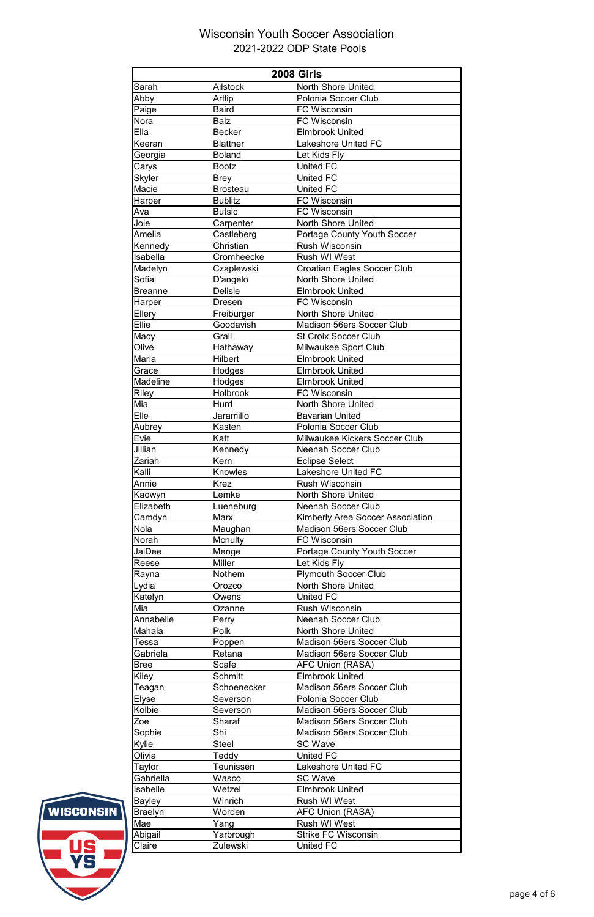# Wisconsin Youth Soccer Association

## 2021-2022 ODP State Pools

| 2008 Girls | | |
|---|---|---|
| Sarah | Ailstock | North Shore United |
| Abby | Artlip | Polonia Soccer Club |
| Paige | Baird | FC Wisconsin |
| Nora | Balz | FC Wisconsin |
| Ella | Becker | Elmbrook United |
| Keeran | Blattner | Lakeshore United FC |
| Georgia | Boland | Let Kids Fly |
| Carys | Bootz | United FC |
| Skyler | Brey | United FC |
| Macie | Brosteau | United FC |
| Harper | Bublitz | FC Wisconsin |
| Ava | Butsic | FC Wisconsin |
| Joie | Carpenter | North Shore United |
| Amelia | Castleberg | Portage County Youth Soccer |
| Kennedy | Christian | Rush Wisconsin |
| Isabella | Cromheecke | Rush WI West |
| Madelyn | Czaplewski | Croatian Eagles Soccer Club |
| Sofia | D'angelo | North Shore United |
| Breanne | Delisle | Elmbrook United |
| Harper | Dresen | FC Wisconsin |
| Ellery | Freiburger | North Shore United |
| Ellie | Goodavish | Madison 56ers Soccer Club |
| Macy | Grall | St Croix Soccer Club |
| Olive | Hathaway | Milwaukee Sport Club |
| Maria | Hilbert | Elmbrook United |
| Grace | Hodges | Elmbrook United |
| Madeline | Hodges | Elmbrook United |
| Riley | Holbrook | FC Wisconsin |
| Mia | Hurd | North Shore United |
| Elle | Jaramillo | Bavarian United |
| Aubrey | Kasten | Polonia Soccer Club |
| Evie | Katt | Milwaukee Kickers Soccer Club |
| Jillian | Kennedy | Neenah Soccer Club |
| Zariah | Kern | Eclipse Select |
| Kalli | Knowles | Lakeshore United FC |
| Annie | Krez | Rush Wisconsin |
| Kaowyn | Lemke | North Shore United |
| Elizabeth | Lueneburg | Neenah Soccer Club |
| Camdyn | Marx | Kimberly Area Soccer Association |
| Nola | Maughan | Madison 56ers Soccer Club |
| Norah | Mcnulty | FC Wisconsin |
| JaiDee | Menge | Portage County Youth Soccer |
| Reese | Miller | Let Kids Fly |
| Rayna | Nothem | Plymouth Soccer Club |
| Lydia | Orozco | North Shore United |
| Katelyn | Owens | United FC |
| Mia | Ozanne | Rush Wisconsin |
| Annabelle | Perry | Neenah Soccer Club |
| Mahala | Polk | North Shore United |
| Tessa | Poppen | Madison 56ers Soccer Club |
| Gabriela | Retana | Madison 56ers Soccer Club |
| Bree | Scafe | AFC Union (RASA) |
| Kiley | Schmitt | Elmbrook United |
| Teagan | Schoenecker | Madison 56ers Soccer Club |
| Elyse | Severson | Polonia Soccer Club |
| Kolbie | Severson | Madison 56ers Soccer Club |
| Zoe | Sharaf | Madison 56ers Soccer Club |
| Sophie | Shi | Madison 56ers Soccer Club |
| Kylie | Steel | SC Wave |
| Olivia | Teddy | United FC |
| Taylor | Teunissen | Lakeshore United FC |
| Gabriella | Wasco | SC Wave |
| Isabelle | Wetzel | Elmbrook United |
| Bayley | Winrich | Rush WI West |
| Braelyn | Worden | AFC Union (RASA) |
| Mae | Yang | Rush WI West |
| Abigail | Yarbrough | Strike FC Wisconsin |
| Claire | Zulewski | United FC |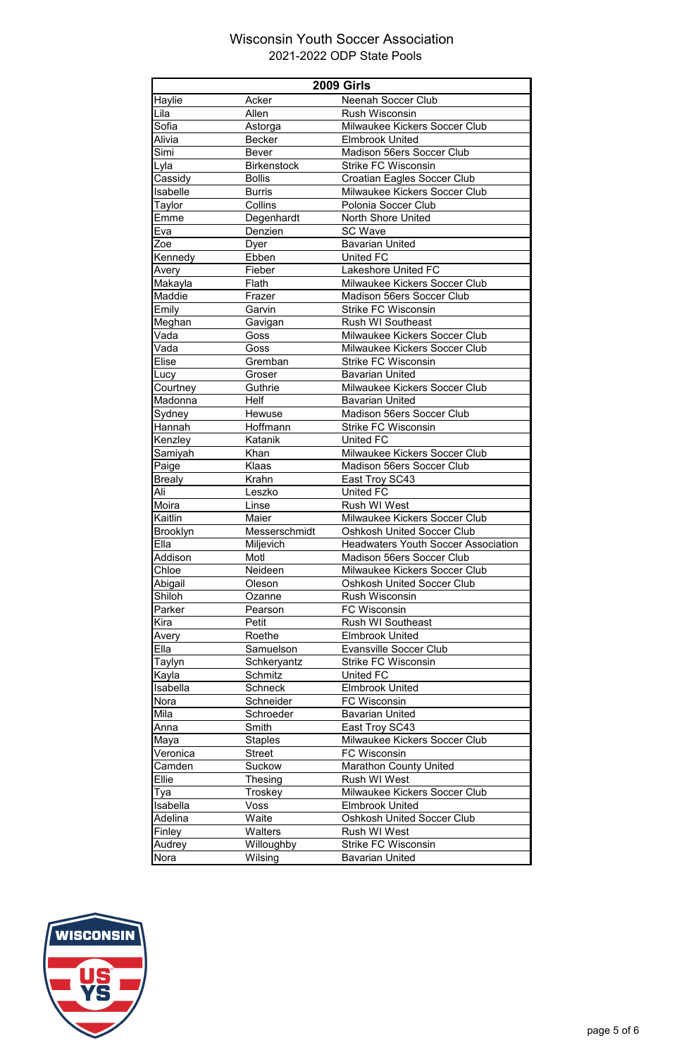# Wisconsin Youth Soccer Association

## 2021-2022 ODP State Pools

| 2009 Girls | | |
|---|---|---|
| Haylie | Acker | Neenah Soccer Club |
| Lila | Allen | Rush Wisconsin |
| Sofia | Astorga | Milwaukee Kickers Soccer Club |
| Alivia | Becker | Elmbrook United |
| Simi | Bever | Madison 56ers Soccer Club |
| Lyla | Birkenstock | Strike FC Wisconsin |
| Cassidy | Bollis | Croatian Eagles Soccer Club |
| Isabelle | Burris | Milwaukee Kickers Soccer Club |
| Taylor | Collins | Polonia Soccer Club |
| Emme | Degenhardt | North Shore United |
| Eva | Denzien | SC Wave |
| Zoe | Dyer | Bavarian United |
| Kennedy | Ebben | United FC |
| Avery | Fieber | Lakeshore United FC |
| Makayla | Flath | Milwaukee Kickers Soccer Club |
| Maddie | Frazer | Madison 56ers Soccer Club |
| Emily | Garvin | Strike FC Wisconsin |
| Meghan | Gavigan | Rush WI Southeast |
| Vada | Goss | Milwaukee Kickers Soccer Club |
| Vada | Goss | Milwaukee Kickers Soccer Club |
| Elise | Gremban | Strike FC Wisconsin |
| Lucy | Groser | Bavarian United |
| Courtney | Guthrie | Milwaukee Kickers Soccer Club |
| Madonna | Helf | Bavarian United |
| Sydney | Hewuse | Madison 56ers Soccer Club |
| Hannah | Hoffmann | Strike FC Wisconsin |
| Kenzley | Katanik | United FC |
| Samiyah | Khan | Milwaukee Kickers Soccer Club |
| Paige | Klaas | Madison 56ers Soccer Club |
| Brealy | Krahn | East Troy SC43 |
| Ali | Leszko | United FC |
| Moira | Linse | Rush WI West |
| Kaitlin | Maier | Milwaukee Kickers Soccer Club |
| Brooklyn | Messerschmidt | Oshkosh United Soccer Club |
| Ella | Miljevich | Headwaters Youth Soccer Association |
| Addison | Motl | Madison 56ers Soccer Club |
| Chloe | Neideen | Milwaukee Kickers Soccer Club |
| Abigail | Oleson | Oshkosh United Soccer Club |
| Shiloh | Ozanne | Rush Wisconsin |
| Parker | Pearson | FC Wisconsin |
| Kira | Petit | Rush WI Southeast |
| Avery | Roethe | Elmbrook United |
| Ella | Samuelson | Evansville Soccer Club |
| Taylyn | Schkeryantz | Strike FC Wisconsin |
| Kayla | Schmitz | United FC |
| Isabella | Schneck | Elmbrook United |
| Nora | Schneider | FC Wisconsin |
| Mila | Schroeder | Bavarian United |
| Anna | Smith | East Troy SC43 |
| Maya | Staples | Milwaukee Kickers Soccer Club |
| Veronica | Street | FC Wisconsin |
| Camden | Suckow | Marathon County United |
| Ellie | Thesing | Rush WI West |
| Tya | Troskey | Milwaukee Kickers Soccer Club |
| Isabella | Voss | Elmbrook United |
| Adelina | Waite | Oshkosh United Soccer Club |
| Finley | Walters | Rush WI West |
| Audrey | Willoughby | Strike FC Wisconsin |
| Nora | Wilsing | Bavarian United |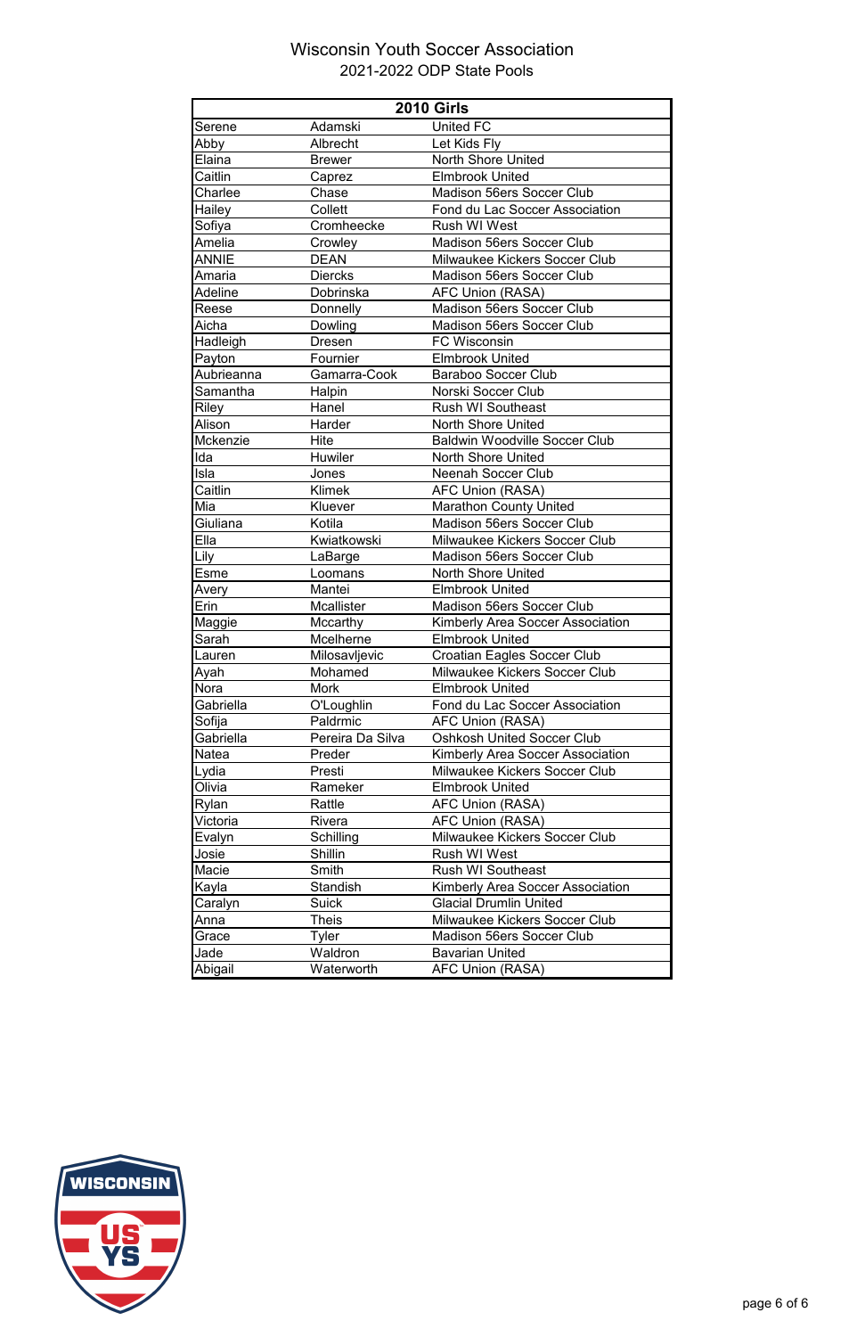# Wisconsin Youth Soccer Association

## 2021-2022 ODP State Pools

| 2010 Girls | | |
|---|---|---|
| Serene | Adamski | United FC |
| Abby | Albrecht | Let Kids Fly |
| Elaina | Brewer | North Shore United |
| Caitlin | Caprez | Elmbrook United |
| Charlee | Chase | Madison 56ers Soccer Club |
| Hailey | Collett | Fond du Lac Soccer Association |
| Sofiya | Cromheecke | Rush WI West |
| Amelia | Crowley | Madison 56ers Soccer Club |
| ANNIE | DEAN | Milwaukee Kickers Soccer Club |
| Amaria | Diercks | Madison 56ers Soccer Club |
| Adeline | Dobrinska | AFC Union (RASA) |
| Reese | Donnelly | Madison 56ers Soccer Club |
| Aicha | Dowling | Madison 56ers Soccer Club |
| Hadleigh | Dresen | FC Wisconsin |
| Payton | Fournier | Elmbrook United |
| Aubrieanna | Gamarra-Cook | Baraboo Soccer Club |
| Samantha | Halpin | Norski Soccer Club |
| Riley | Hanel | Rush WI Southeast |
| Alison | Harder | North Shore United |
| Mckenzie | Hite | Baldwin Woodville Soccer Club |
| Ida | Huwiler | North Shore United |
| Isla | Jones | Neenah Soccer Club |
| Caitlin | Klimek | AFC Union (RASA) |
| Mia | Kluever | Marathon County United |
| Giuliana | Kotila | Madison 56ers Soccer Club |
| Ella | Kwiatkowski | Milwaukee Kickers Soccer Club |
| Lily | LaBarge | Madison 56ers Soccer Club |
| Esme | Loomans | North Shore United |
| Avery | Mantei | Elmbrook United |
| Erin | Mcallister | Madison 56ers Soccer Club |
| Maggie | Mccarthy | Kimberly Area Soccer Association |
| Sarah | Mcelherne | Elmbrook United |
| Lauren | Milosavljevic | Croatian Eagles Soccer Club |
| Ayah | Mohamed | Milwaukee Kickers Soccer Club |
| Nora | Mork | Elmbrook United |
| Gabriella | O'Loughlin | Fond du Lac Soccer Association |
| Sofija | Paldrmic | AFC Union (RASA) |
| Gabriella | Pereira Da Silva | Oshkosh United Soccer Club |
| Natea | Preder | Kimberly Area Soccer Association |
| Lydia | Presti | Milwaukee Kickers Soccer Club |
| Olivia | Rameker | Elmbrook United |
| Rylan | Rattle | AFC Union (RASA) |
| Victoria | Rivera | AFC Union (RASA) |
| Evalyn | Schilling | Milwaukee Kickers Soccer Club |
| Josie | Shillin | Rush WI West |
| Macie | Smith | Rush WI Southeast |
| Kayla | Standish | Kimberly Area Soccer Association |
| Caralyn | Suick | Glacial Drumlin United |
| Anna | Theis | Milwaukee Kickers Soccer Club |
| Grace | Tyler | Madison 56ers Soccer Club |
| Jade | Waldron | Bavarian United |
| Abigail | Waterworth | AFC Union (RASA) |